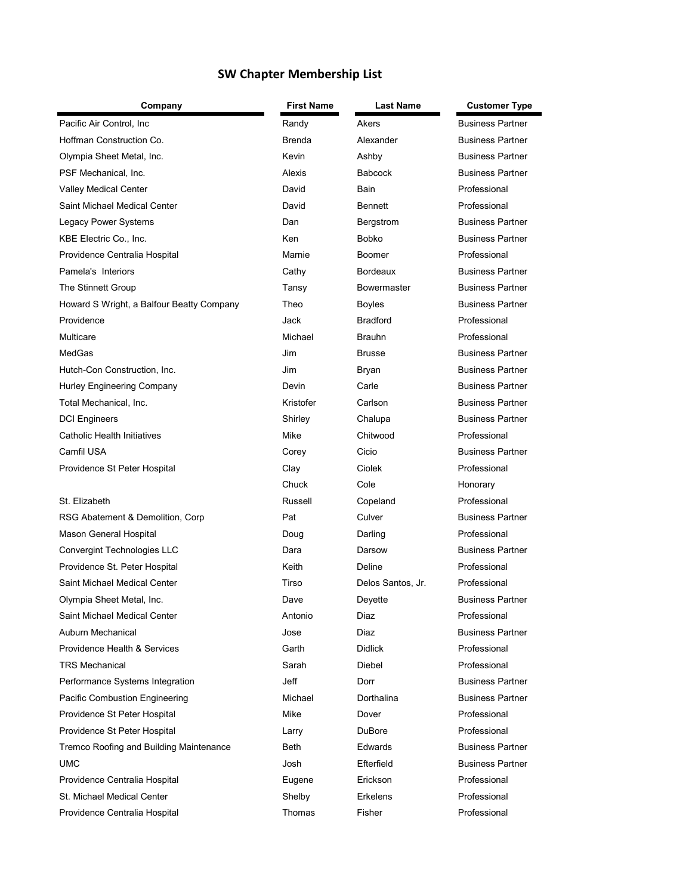# SW Chapter Membership List

| Company | First Name | Last Name | Customer Type |
|---|---|---|---|
| Pacific Air Control, Inc | Randy | Akers | Business Partner |
| Hoffman Construction Co. | Brenda | Alexander | Business Partner |
| Olympia Sheet Metal, Inc. | Kevin | Ashby | Business Partner |
| PSF Mechanical, Inc. | Alexis | Babcock | Business Partner |
| Valley Medical Center | David | Bain | Professional |
| Saint Michael Medical Center | David | Bennett | Professional |
| Legacy Power Systems | Dan | Bergstrom | Business Partner |
| KBE Electric Co., Inc. | Ken | Bobko | Business Partner |
| Providence Centralia Hospital | Marnie | Boomer | Professional |
| Pamela's  Interiors | Cathy | Bordeaux | Business Partner |
| The Stinnett Group | Tansy | Bowermaster | Business Partner |
| Howard S Wright, a Balfour Beatty Company | Theo | Boyles | Business Partner |
| Providence | Jack | Bradford | Professional |
| Multicare | Michael | Brauhn | Professional |
| MedGas | Jim | Brusse | Business Partner |
| Hutch-Con Construction, Inc. | Jim | Bryan | Business Partner |
| Hurley Engineering Company | Devin | Carle | Business Partner |
| Total Mechanical, Inc. | Kristofer | Carlson | Business Partner |
| DCI Engineers | Shirley | Chalupa | Business Partner |
| Catholic Health Initiatives | Mike | Chitwood | Professional |
| Camfil USA | Corey | Cicio | Business Partner |
| Providence St Peter Hospital | Clay | Ciolek | Professional |
| | Chuck | Cole | Honorary |
| St. Elizabeth | Russell | Copeland | Professional |
| RSG Abatement & Demolition, Corp | Pat | Culver | Business Partner |
| Mason General Hospital | Doug | Darling | Professional |
| Convergint Technologies LLC | Dara | Darsow | Business Partner |
| Providence St. Peter Hospital | Keith | Deline | Professional |
| Saint Michael Medical Center | Tirso | Delos Santos, Jr. | Professional |
| Olympia Sheet Metal, Inc. | Dave | Deyette | Business Partner |
| Saint Michael Medical Center | Antonio | Diaz | Professional |
| Auburn Mechanical | Jose | Diaz | Business Partner |
| Providence Health & Services | Garth | Didlick | Professional |
| TRS Mechanical | Sarah | Diebel | Professional |
| Performance Systems Integration | Jeff | Dorr | Business Partner |
| Pacific Combustion Engineering | Michael | Dorthalina | Business Partner |
| Providence St Peter Hospital | Mike | Dover | Professional |
| Providence St Peter Hospital | Larry | DuBore | Professional |
| Tremco Roofing and Building Maintenance | Beth | Edwards | Business Partner |
| UMC | Josh | Efterfield | Business Partner |
| Providence Centralia Hospital | Eugene | Erickson | Professional |
| St. Michael Medical Center | Shelby | Erkelens | Professional |
| Providence Centralia Hospital | Thomas | Fisher | Professional |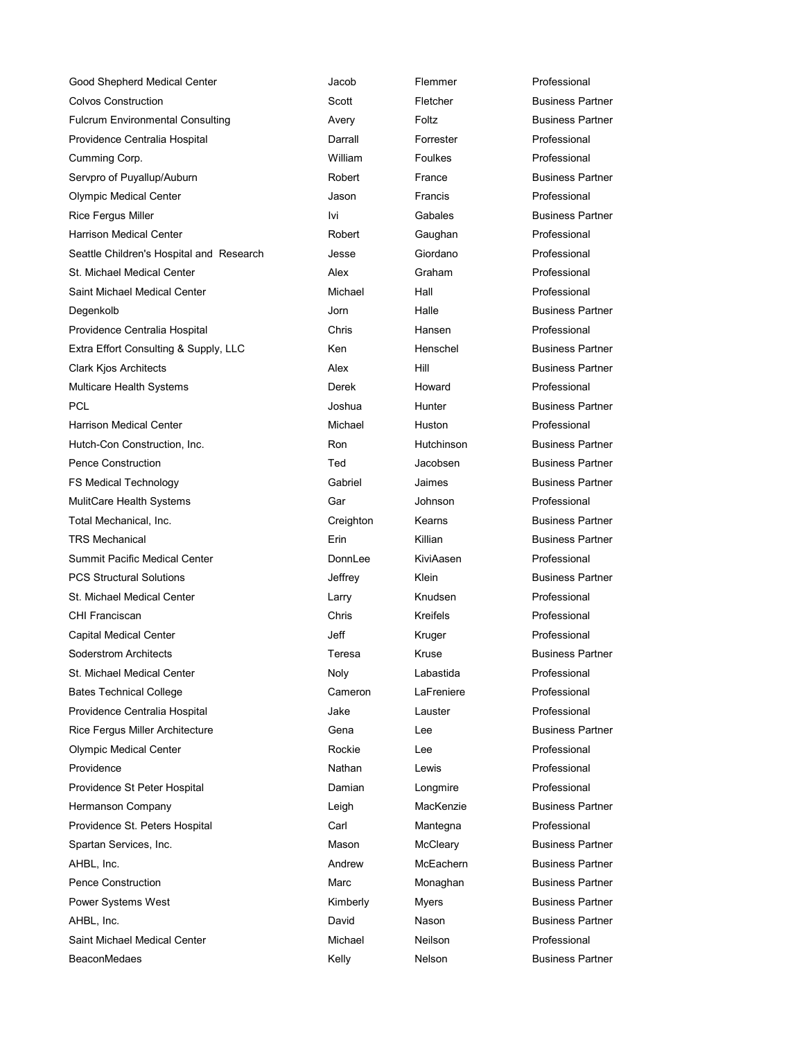| | | | |
|---|---|---|---|
| Good Shepherd Medical Center | Jacob | Flemmer | Professional |
| Colvos Construction | Scott | Fletcher | Business Partner |
| Fulcrum Environmental Consulting | Avery | Foltz | Business Partner |
| Providence Centralia Hospital | Darrall | Forrester | Professional |
| Cumming Corp. | William | Foulkes | Professional |
| Servpro of Puyallup/Auburn | Robert | France | Business Partner |
| Olympic Medical Center | Jason | Francis | Professional |
| Rice Fergus Miller | Ivi | Gabales | Business Partner |
| Harrison Medical Center | Robert | Gaughan | Professional |
| Seattle Children's Hospital and Research | Jesse | Giordano | Professional |
| St. Michael Medical Center | Alex | Graham | Professional |
| Saint Michael Medical Center | Michael | Hall | Professional |
| Degenkolb | Jorn | Halle | Business Partner |
| Providence Centralia Hospital | Chris | Hansen | Professional |
| Extra Effort Consulting & Supply, LLC | Ken | Henschel | Business Partner |
| Clark Kjos Architects | Alex | Hill | Business Partner |
| Multicare Health Systems | Derek | Howard | Professional |
| PCL | Joshua | Hunter | Business Partner |
| Harrison Medical Center | Michael | Huston | Professional |
| Hutch-Con Construction, Inc. | Ron | Hutchinson | Business Partner |
| Pence Construction | Ted | Jacobsen | Business Partner |
| FS Medical Technology | Gabriel | Jaimes | Business Partner |
| MulitCare Health Systems | Gar | Johnson | Professional |
| Total Mechanical, Inc. | Creighton | Kearns | Business Partner |
| TRS Mechanical | Erin | Killian | Business Partner |
| Summit Pacific Medical Center | DonnLee | KiviAasen | Professional |
| PCS Structural Solutions | Jeffrey | Klein | Business Partner |
| St. Michael Medical Center | Larry | Knudsen | Professional |
| CHI Franciscan | Chris | Kreifels | Professional |
| Capital Medical Center | Jeff | Kruger | Professional |
| Soderstrom Architects | Teresa | Kruse | Business Partner |
| St. Michael Medical Center | Noly | Labastida | Professional |
| Bates Technical College | Cameron | LaFreniere | Professional |
| Providence Centralia Hospital | Jake | Lauster | Professional |
| Rice Fergus Miller Architecture | Gena | Lee | Business Partner |
| Olympic Medical Center | Rockie | Lee | Professional |
| Providence | Nathan | Lewis | Professional |
| Providence St Peter Hospital | Damian | Longmire | Professional |
| Hermanson Company | Leigh | MacKenzie | Business Partner |
| Providence St. Peters Hospital | Carl | Mantegna | Professional |
| Spartan Services, Inc. | Mason | McCleary | Business Partner |
| AHBL, Inc. | Andrew | McEachern | Business Partner |
| Pence Construction | Marc | Monaghan | Business Partner |
| Power Systems West | Kimberly | Myers | Business Partner |
| AHBL, Inc. | David | Nason | Business Partner |
| Saint Michael Medical Center | Michael | Neilson | Professional |
| BeaconMedaes | Kelly | Nelson | Business Partner |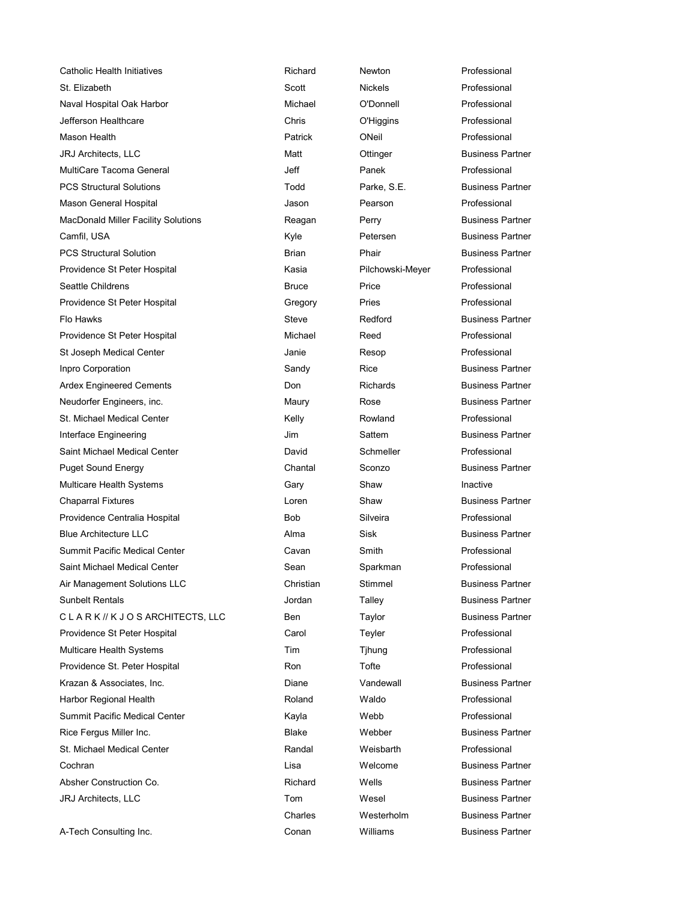| | | | |
|---|---|---|---|
| Catholic Health Initiatives | Richard | Newton | Professional |
| St. Elizabeth | Scott | Nickels | Professional |
| Naval Hospital Oak Harbor | Michael | O'Donnell | Professional |
| Jefferson Healthcare | Chris | O'Higgins | Professional |
| Mason Health | Patrick | ONeil | Professional |
| JRJ Architects, LLC | Matt | Ottinger | Business Partner |
| MultiCare Tacoma General | Jeff | Panek | Professional |
| PCS Structural Solutions | Todd | Parke, S.E. | Business Partner |
| Mason General Hospital | Jason | Pearson | Professional |
| MacDonald Miller Facility Solutions | Reagan | Perry | Business Partner |
| Camfil, USA | Kyle | Petersen | Business Partner |
| PCS Structural Solution | Brian | Phair | Business Partner |
| Providence St Peter Hospital | Kasia | Pilchowski-Meyer | Professional |
| Seattle Childrens | Bruce | Price | Professional |
| Providence St Peter Hospital | Gregory | Pries | Professional |
| Flo Hawks | Steve | Redford | Business Partner |
| Providence St Peter Hospital | Michael | Reed | Professional |
| St Joseph Medical Center | Janie | Resop | Professional |
| Inpro Corporation | Sandy | Rice | Business Partner |
| Ardex Engineered Cements | Don | Richards | Business Partner |
| Neudorfer Engineers, inc. | Maury | Rose | Business Partner |
| St. Michael Medical Center | Kelly | Rowland | Professional |
| Interface Engineering | Jim | Sattem | Business Partner |
| Saint Michael Medical Center | David | Schmeller | Professional |
| Puget Sound Energy | Chantal | Sconzo | Business Partner |
| Multicare Health Systems | Gary | Shaw | Inactive |
| Chaparral Fixtures | Loren | Shaw | Business Partner |
| Providence Centralia Hospital | Bob | Silveira | Professional |
| Blue Architecture LLC | Alma | Sisk | Business Partner |
| Summit Pacific Medical Center | Cavan | Smith | Professional |
| Saint Michael Medical Center | Sean | Sparkman | Professional |
| Air Management Solutions LLC | Christian | Stimmel | Business Partner |
| Sunbelt Rentals | Jordan | Talley | Business Partner |
| C L A R K // K J O S ARCHITECTS, LLC | Ben | Taylor | Business Partner |
| Providence St Peter Hospital | Carol | Teyler | Professional |
| Multicare Health Systems | Tim | Tjhung | Professional |
| Providence St. Peter Hospital | Ron | Tofte | Professional |
| Krazan & Associates, Inc. | Diane | Vandewall | Business Partner |
| Harbor Regional Health | Roland | Waldo | Professional |
| Summit Pacific Medical Center | Kayla | Webb | Professional |
| Rice Fergus Miller Inc. | Blake | Webber | Business Partner |
| St. Michael Medical Center | Randal | Weisbarth | Professional |
| Cochran | Lisa | Welcome | Business Partner |
| Absher Construction Co. | Richard | Wells | Business Partner |
| JRJ Architects, LLC | Tom | Wesel | Business Partner |
| | Charles | Westerholm | Business Partner |
| A-Tech Consulting Inc. | Conan | Williams | Business Partner |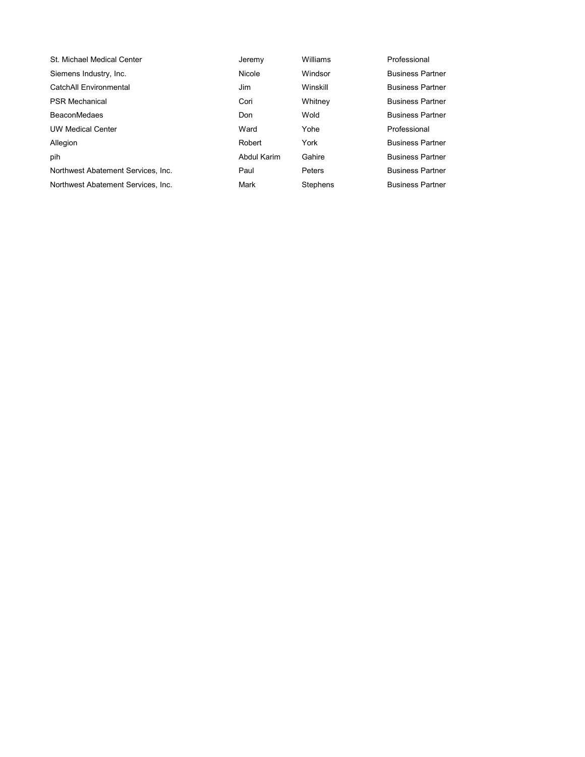| | | | |
|---|---|---|---|
| St. Michael Medical Center | Jeremy | Williams | Professional |
| Siemens Industry, Inc. | Nicole | Windsor | Business Partner |
| CatchAll Environmental | Jim | Winskill | Business Partner |
| PSR Mechanical | Cori | Whitney | Business Partner |
| BeaconMedaes | Don | Wold | Business Partner |
| UW Medical Center | Ward | Yohe | Professional |
| Allegion | Robert | York | Business Partner |
| pih | Abdul Karim | Gahire | Business Partner |
| Northwest Abatement Services, Inc. | Paul | Peters | Business Partner |
| Northwest Abatement Services, Inc. | Mark | Stephens | Business Partner |